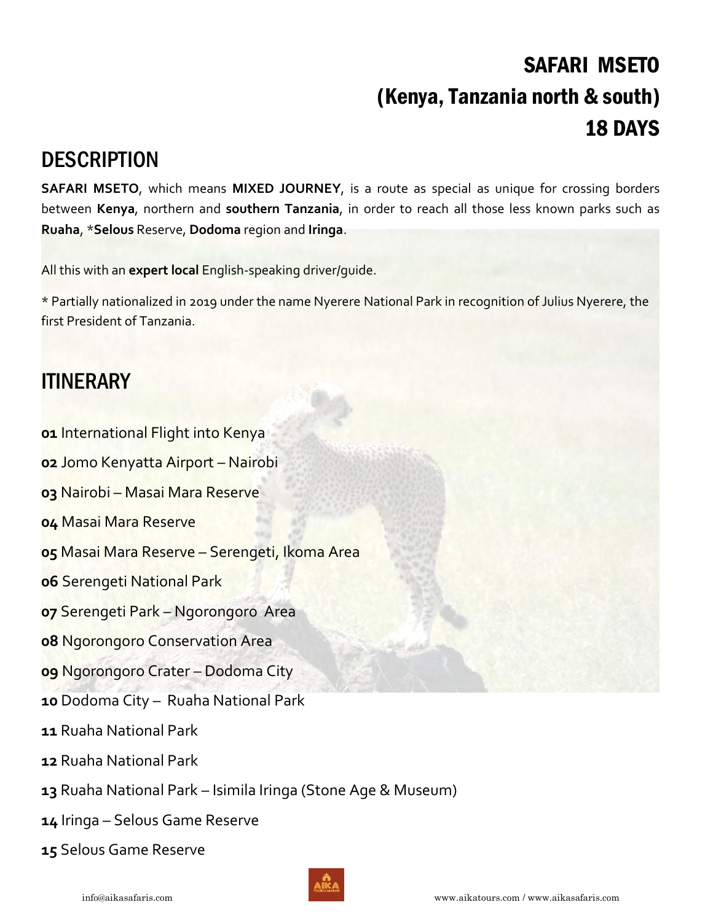# SAFARI MSETO
# (Kenya, Tanzania north & south)
# 18 DAYS

## DESCRIPTION

**SAFARI MSETO**, which means **MIXED JOURNEY**, is a route as special as unique for crossing borders between **Kenya**, northern and **southern Tanzania**, in order to reach all those less known parks such as **Ruaha**, *​**Selous** Reserve, **Dodoma** region and **Iringa**.

All this with an **expert local** English-speaking driver/guide.

* Partially nationalized in 2019 under the name Nyerere National Park in recognition of Julius Nyerere, the first President of Tanzania.

## ITINERARY

**01** International Flight into Kenya

**02** Jomo Kenyatta Airport – Nairobi

**03** Nairobi – Masai Mara Reserve

**04** Masai Mara Reserve

**05** Masai Mara Reserve – Serengeti, Ikoma Area

**06** Serengeti National Park

**07** Serengeti Park – Ngorongoro Area

**08** Ngorongoro Conservation Area

**09** Ngorongoro Crater – Dodoma City

**10** Dodoma City – Ruaha National Park

**11** Ruaha National Park

**12** Ruaha National Park

**13** Ruaha National Park – Isimila Iringa (Stone Age & Museum)

**14** Iringa – Selous Game Reserve

**15** Selous Game Reserve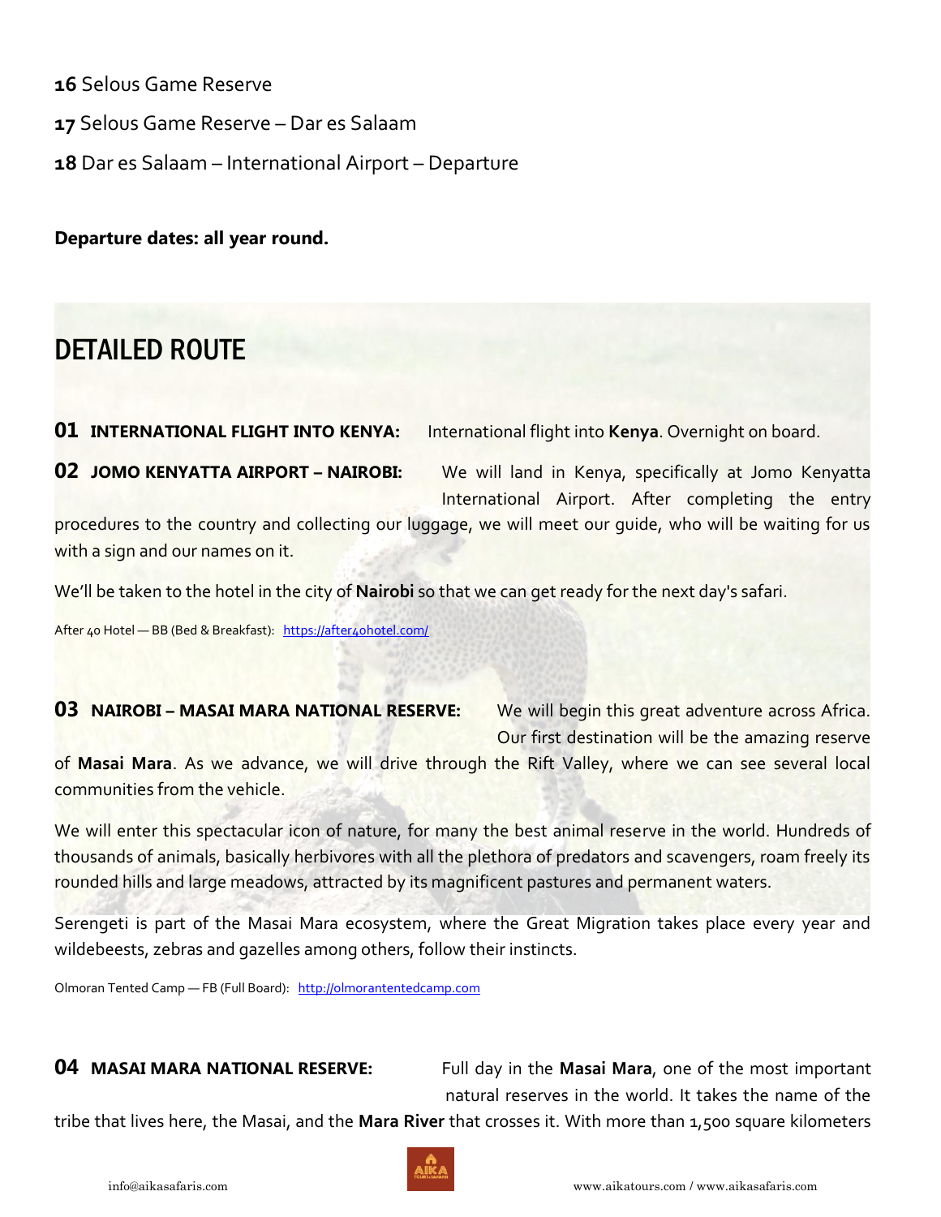**16** Selous Game Reserve

**17** Selous Game Reserve – Dar es Salaam

**18** Dar es Salaam – International Airport – Departure

**Departure dates: all year round.**

## DETAILED ROUTE

**01 INTERNATIONAL FLIGHT INTO KENYA:** International flight into **Kenya**. Overnight on board.

**02 JOMO KENYATTA AIRPORT – NAIROBI:** We will land in Kenya, specifically at Jomo Kenyatta International Airport. After completing the entry procedures to the country and collecting our luggage, we will meet our guide, who will be waiting for us with a sign and our names on it.

We'll be taken to the hotel in the city of **Nairobi** so that we can get ready for the next day's safari.

After 40 Hotel — BB (Bed & Breakfast): https://after40hotel.com/

**03 NAIROBI – MASAI MARA NATIONAL RESERVE:** We will begin this great adventure across Africa. Our first destination will be the amazing reserve of **Masai Mara**. As we advance, we will drive through the Rift Valley, where we can see several local communities from the vehicle.

We will enter this spectacular icon of nature, for many the best animal reserve in the world. Hundreds of thousands of animals, basically herbivores with all the plethora of predators and scavengers, roam freely its rounded hills and large meadows, attracted by its magnificent pastures and permanent waters.

Serengeti is part of the Masai Mara ecosystem, where the Great Migration takes place every year and wildebeests, zebras and gazelles among others, follow their instincts.

Olmoran Tented Camp — FB (Full Board): http://olmorantentedcamp.com

**04 MASAI MARA NATIONAL RESERVE:** Full day in the **Masai Mara**, one of the most important natural reserves in the world. It takes the name of the tribe that lives here, the Masai, and the **Mara River** that crosses it. With more than 1,500 square kilometers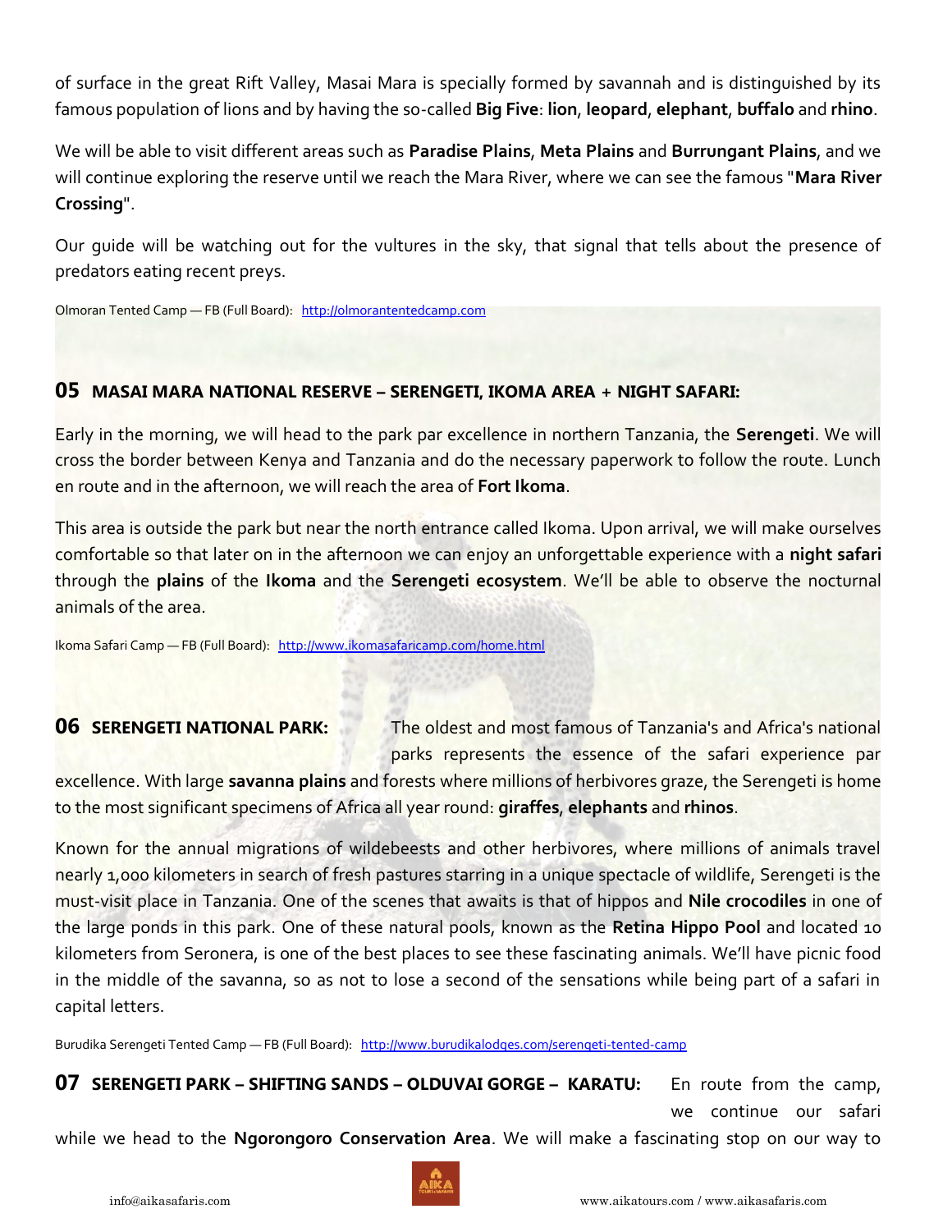of surface in the great Rift Valley, Masai Mara is specially formed by savannah and is distinguished by its famous population of lions and by having the so-called **Big Five**: **lion**, **leopard**, **elephant**, **buffalo** and **rhino**.

We will be able to visit different areas such as **Paradise Plains**, **Meta Plains** and **Burrungant Plains**, and we will continue exploring the reserve until we reach the Mara River, where we can see the famous "**Mara River Crossing**".

Our guide will be watching out for the vultures in the sky, that signal that tells about the presence of predators eating recent preys.

Olmoran Tented Camp — FB (Full Board): http://olmorantentedcamp.com

## 05 MASAI MARA NATIONAL RESERVE – SERENGETI, IKOMA AREA + NIGHT SAFARI:

Early in the morning, we will head to the park par excellence in northern Tanzania, the **Serengeti**. We will cross the border between Kenya and Tanzania and do the necessary paperwork to follow the route. Lunch en route and in the afternoon, we will reach the area of **Fort Ikoma**.

This area is outside the park but near the north entrance called Ikoma. Upon arrival, we will make ourselves comfortable so that later on in the afternoon we can enjoy an unforgettable experience with a **night safari** through the **plains** of the **Ikoma** and the **Serengeti ecosystem**. We'll be able to observe the nocturnal animals of the area.

Ikoma Safari Camp — FB (Full Board): http://www.ikomasafaricamp.com/home.html

## 06 SERENGETI NATIONAL PARK:

The oldest and most famous of Tanzania's and Africa's national parks represents the essence of the safari experience par excellence. With large **savanna plains** and forests where millions of herbivores graze, the Serengeti is home to the most significant specimens of Africa all year round: **giraffes**, **elephants** and **rhinos**.

Known for the annual migrations of wildebeests and other herbivores, where millions of animals travel nearly 1,000 kilometers in search of fresh pastures starring in a unique spectacle of wildlife, Serengeti is the must-visit place in Tanzania. One of the scenes that awaits is that of hippos and **Nile crocodiles** in one of the large ponds in this park. One of these natural pools, known as the **Retina Hippo Pool** and located 10 kilometers from Seronera, is one of the best places to see these fascinating animals. We'll have picnic food in the middle of the savanna, so as not to lose a second of the sensations while being part of a safari in capital letters.

Burudika Serengeti Tented Camp — FB (Full Board): http://www.burudikalodges.com/serengeti-tented-camp

## 07 SERENGETI PARK – SHIFTING SANDS – OLDUVAI GORGE – KARATU:

En route from the camp, we continue our safari while we head to the **Ngorongoro Conservation Area**. We will make a fascinating stop on our way to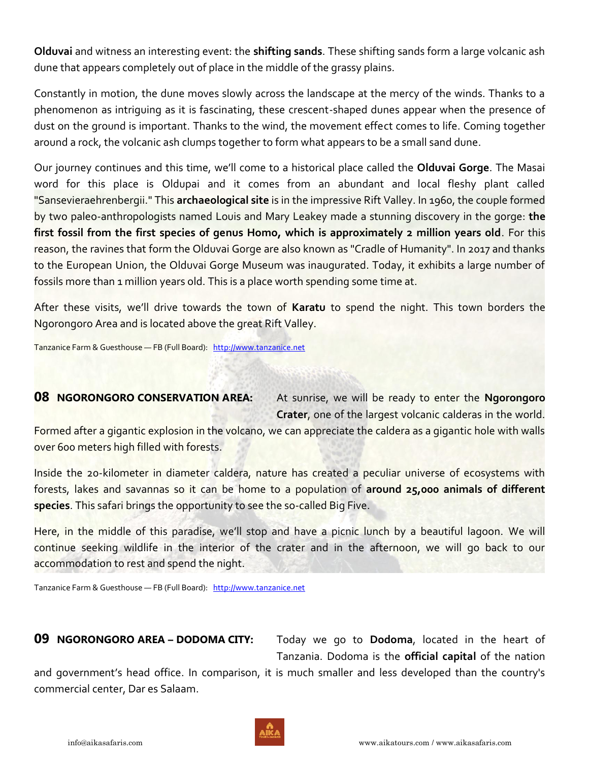**Olduvai** and witness an interesting event: the **shifting sands**. These shifting sands form a large volcanic ash dune that appears completely out of place in the middle of the grassy plains.

Constantly in motion, the dune moves slowly across the landscape at the mercy of the winds. Thanks to a phenomenon as intriguing as it is fascinating, these crescent-shaped dunes appear when the presence of dust on the ground is important. Thanks to the wind, the movement effect comes to life. Coming together around a rock, the volcanic ash clumps together to form what appears to be a small sand dune.

Our journey continues and this time, we'll come to a historical place called the **Olduvai Gorge**. The Masai word for this place is Oldupai and it comes from an abundant and local fleshy plant called "Sansevieraehrenbergii." This **archaeological site** is in the impressive Rift Valley. In 1960, the couple formed by two paleo-anthropologists named Louis and Mary Leakey made a stunning discovery in the gorge: **the first fossil from the first species of genus Homo, which is approximately 2 million years old**. For this reason, the ravines that form the Olduvai Gorge are also known as "Cradle of Humanity". In 2017 and thanks to the European Union, the Olduvai Gorge Museum was inaugurated. Today, it exhibits a large number of fossils more than 1 million years old. This is a place worth spending some time at.

After these visits, we'll drive towards the town of **Karatu** to spend the night. This town borders the Ngorongoro Area and is located above the great Rift Valley.

Tanzanice Farm & Guesthouse — FB (Full Board): http://www.tanzanice.net

## 08 NGORONGORO CONSERVATION AREA:

At sunrise, we will be ready to enter the **Ngorongoro Crater**, one of the largest volcanic calderas in the world. Formed after a gigantic explosion in the volcano, we can appreciate the caldera as a gigantic hole with walls over 600 meters high filled with forests.

Inside the 20-kilometer in diameter caldera, nature has created a peculiar universe of ecosystems with forests, lakes and savannas so it can be home to a population of **around 25,000 animals of different species**. This safari brings the opportunity to see the so-called Big Five.

Here, in the middle of this paradise, we'll stop and have a picnic lunch by a beautiful lagoon. We will continue seeking wildlife in the interior of the crater and in the afternoon, we will go back to our accommodation to rest and spend the night.

Tanzanice Farm & Guesthouse — FB (Full Board): http://www.tanzanice.net

## 09 NGORONGORO AREA – DODOMA CITY:

Today we go to **Dodoma**, located in the heart of Tanzania. Dodoma is the **official capital** of the nation and government's head office. In comparison, it is much smaller and less developed than the country's commercial center, Dar es Salaam.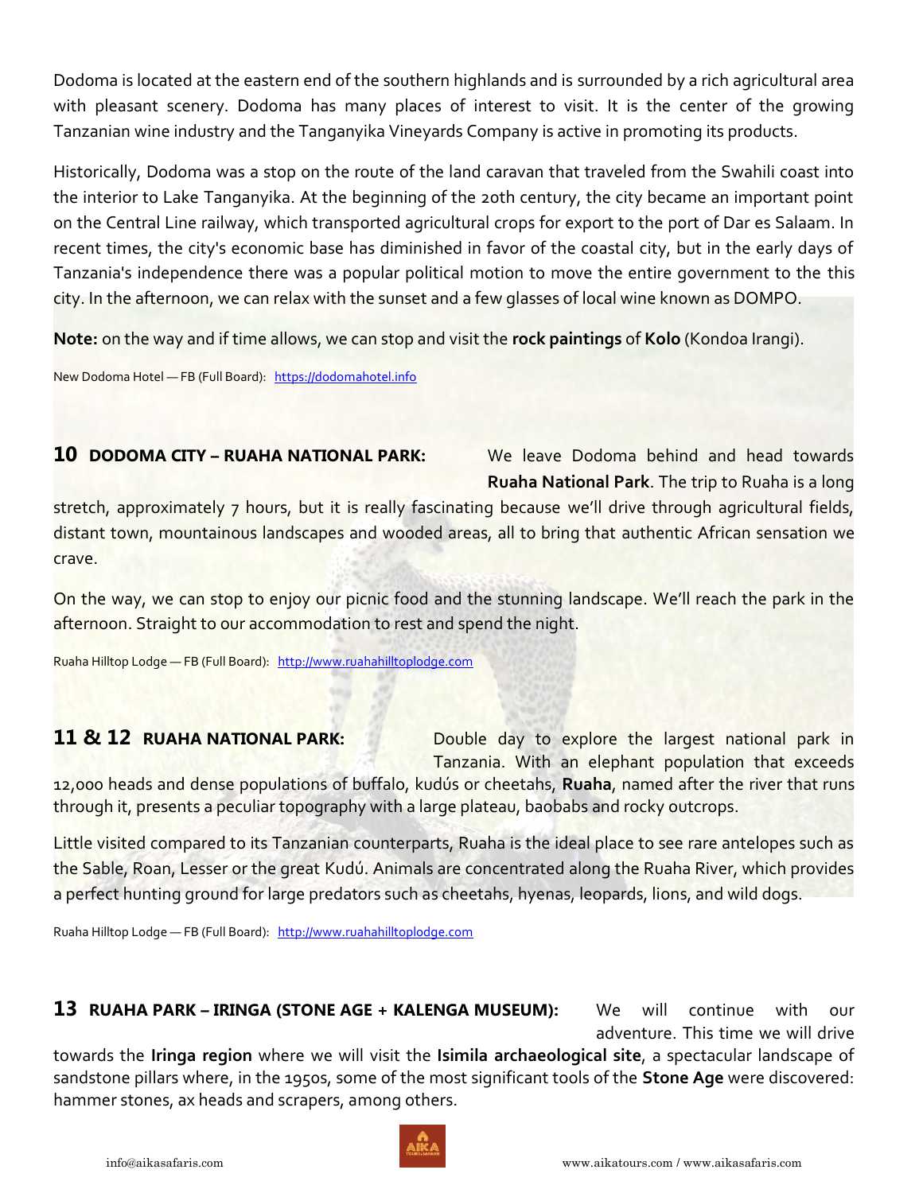Dodoma is located at the eastern end of the southern highlands and is surrounded by a rich agricultural area with pleasant scenery. Dodoma has many places of interest to visit. It is the center of the growing Tanzanian wine industry and the Tanganyika Vineyards Company is active in promoting its products.

Historically, Dodoma was a stop on the route of the land caravan that traveled from the Swahili coast into the interior to Lake Tanganyika. At the beginning of the 20th century, the city became an important point on the Central Line railway, which transported agricultural crops for export to the port of Dar es Salaam. In recent times, the city's economic base has diminished in favor of the coastal city, but in the early days of Tanzania's independence there was a popular political motion to move the entire government to the this city. In the afternoon, we can relax with the sunset and a few glasses of local wine known as DOMPO.

**Note:** on the way and if time allows, we can stop and visit the **rock paintings** of **Kolo** (Kondoa Irangi).

New Dodoma Hotel — FB (Full Board): https://dodomahotel.info

## 10 DODOMA CITY – RUAHA NATIONAL PARK:

We leave Dodoma behind and head towards **Ruaha National Park**. The trip to Ruaha is a long stretch, approximately 7 hours, but it is really fascinating because we'll drive through agricultural fields, distant town, mountainous landscapes and wooded areas, all to bring that authentic African sensation we crave.

On the way, we can stop to enjoy our picnic food and the stunning landscape. We'll reach the park in the afternoon. Straight to our accommodation to rest and spend the night.

Ruaha Hilltop Lodge — FB (Full Board): http://www.ruahahilltoplodge.com

## 11 & 12 RUAHA NATIONAL PARK:

Double day to explore the largest national park in Tanzania. With an elephant population that exceeds 12,000 heads and dense populations of buffalo, kudús or cheetahs, **Ruaha**, named after the river that runs through it, presents a peculiar topography with a large plateau, baobabs and rocky outcrops.

Little visited compared to its Tanzanian counterparts, Ruaha is the ideal place to see rare antelopes such as the Sable, Roan, Lesser or the great Kudú. Animals are concentrated along the Ruaha River, which provides a perfect hunting ground for large predators such as cheetahs, hyenas, leopards, lions, and wild dogs.

Ruaha Hilltop Lodge — FB (Full Board): http://www.ruahahilltoplodge.com

## 13 RUAHA PARK – IRINGA (STONE AGE + KALENGA MUSEUM):

We will continue with our adventure. This time we will drive towards the **Iringa region** where we will visit the **Isimila archaeological site**, a spectacular landscape of sandstone pillars where, in the 1950s, some of the most significant tools of the **Stone Age** were discovered: hammer stones, ax heads and scrapers, among others.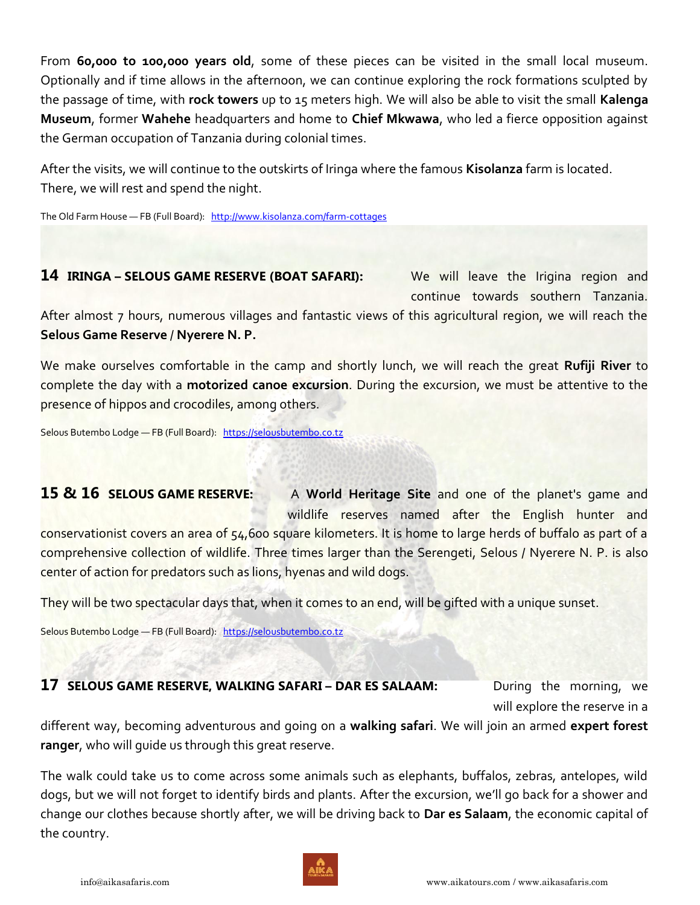From **60,000 to 100,000 years old**, some of these pieces can be visited in the small local museum. Optionally and if time allows in the afternoon, we can continue exploring the rock formations sculpted by the passage of time, with **rock towers** up to 15 meters high. We will also be able to visit the small **Kalenga Museum**, former **Wahehe** headquarters and home to **Chief Mkwawa**, who led a fierce opposition against the German occupation of Tanzania during colonial times.

After the visits, we will continue to the outskirts of Iringa where the famous **Kisolanza** farm is located. There, we will rest and spend the night.

The Old Farm House — FB (Full Board): http://www.kisolanza.com/farm-cottages

## 14 IRINGA – SELOUS GAME RESERVE (BOAT SAFARI):

We will leave the Irigina region and continue towards southern Tanzania. After almost 7 hours, numerous villages and fantastic views of this agricultural region, we will reach the **Selous Game Reserve / Nyerere N. P.**

We make ourselves comfortable in the camp and shortly lunch, we will reach the great **Rufiji River** to complete the day with a **motorized canoe excursion**. During the excursion, we must be attentive to the presence of hippos and crocodiles, among others.

Selous Butembo Lodge — FB (Full Board): https://selousbutembo.co.tz

## 15 & 16 SELOUS GAME RESERVE:

A **World Heritage Site** and one of the planet's game and wildlife reserves named after the English hunter and conservationist covers an area of 54,600 square kilometers. It is home to large herds of buffalo as part of a comprehensive collection of wildlife. Three times larger than the Serengeti, Selous / Nyerere N. P. is also center of action for predators such as lions, hyenas and wild dogs.

They will be two spectacular days that, when it comes to an end, will be gifted with a unique sunset.

Selous Butembo Lodge — FB (Full Board): https://selousbutembo.co.tz

## 17 SELOUS GAME RESERVE, WALKING SAFARI – DAR ES SALAAM:

During the morning, we will explore the reserve in a different way, becoming adventurous and going on a **walking safari**. We will join an armed **expert forest ranger**, who will guide us through this great reserve.

The walk could take us to come across some animals such as elephants, buffalos, zebras, antelopes, wild dogs, but we will not forget to identify birds and plants. After the excursion, we'll go back for a shower and change our clothes because shortly after, we will be driving back to **Dar es Salaam**, the economic capital of the country.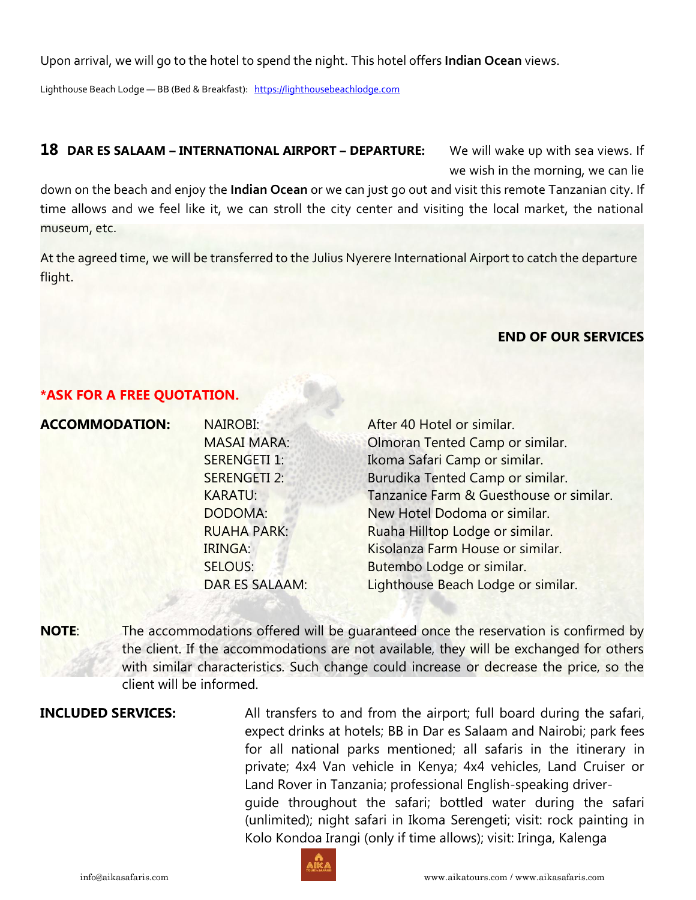Upon arrival, we will go to the hotel to spend the night. This hotel offers **Indian Ocean** views.

Lighthouse Beach Lodge — BB (Bed & Breakfast): https://lighthousebeachlodge.com

## 18 DAR ES SALAAM – INTERNATIONAL AIRPORT – DEPARTURE:

We will wake up with sea views. If we wish in the morning, we can lie down on the beach and enjoy the **Indian Ocean** or we can just go out and visit this remote Tanzanian city. If time allows and we feel like it, we can stroll the city center and visiting the local market, the national museum, etc.

At the agreed time, we will be transferred to the Julius Nyerere International Airport to catch the departure flight.

**END OF OUR SERVICES**

***ASK FOR A FREE QUOTATION.**

**ACCOMMODATION:**

| | |
|---|---|
| NAIROBI: | After 40 Hotel or similar. |
| MASAI MARA: | Olmoran Tented Camp or similar. |
| SERENGETI 1: | Ikoma Safari Camp or similar. |
| SERENGETI 2: | Burudika Tented Camp or similar. |
| KARATU: | Tanzanice Farm & Guesthouse or similar. |
| DODOMA: | New Hotel Dodoma or similar. |
| RUAHA PARK: | Ruaha Hilltop Lodge or similar. |
| IRINGA: | Kisolanza Farm House or similar. |
| SELOUS: | Butembo Lodge or similar. |
| DAR ES SALAAM: | Lighthouse Beach Lodge or similar. |

**NOTE**: The accommodations offered will be guaranteed once the reservation is confirmed by the client. If the accommodations are not available, they will be exchanged for others with similar characteristics. Such change could increase or decrease the price, so the client will be informed.

**INCLUDED SERVICES:** All transfers to and from the airport; full board during the safari, expect drinks at hotels; BB in Dar es Salaam and Nairobi; park fees for all national parks mentioned; all safaris in the itinerary in private; 4x4 Van vehicle in Kenya; 4x4 vehicles, Land Cruiser or Land Rover in Tanzania; professional English-speaking driver-guide throughout the safari; bottled water during the safari (unlimited); night safari in Ikoma Serengeti; visit: rock painting in Kolo Kondoa Irangi (only if time allows); visit: Iringa, Kalenga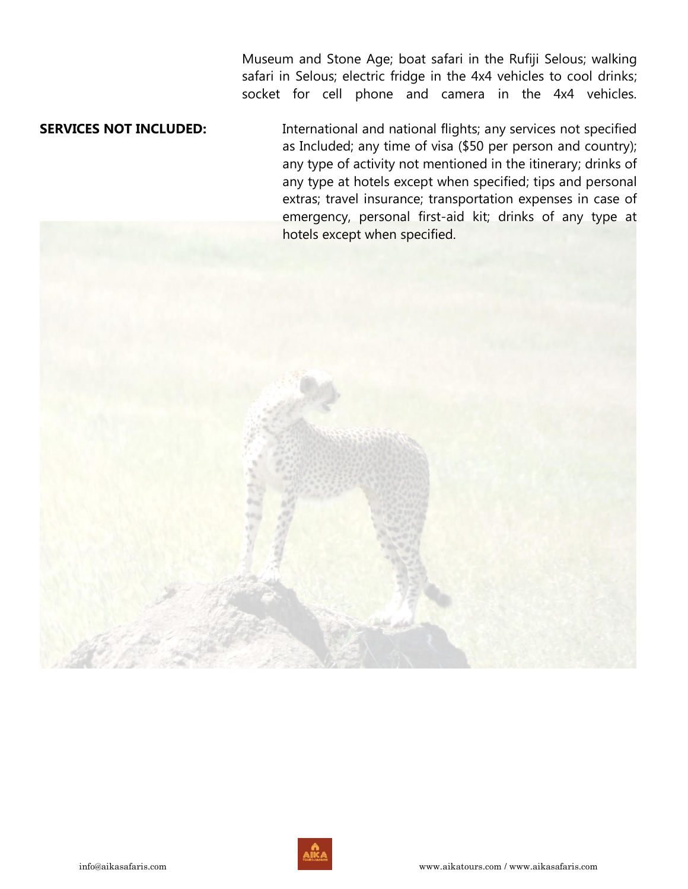Museum and Stone Age; boat safari in the Rufiji Selous; walking safari in Selous; electric fridge in the 4x4 vehicles to cool drinks; socket for cell phone and camera in the 4x4 vehicles.

**SERVICES NOT INCLUDED:** International and national flights; any services not specified as Included; any time of visa ($50 per person and country); any type of activity not mentioned in the itinerary; drinks of any type at hotels except when specified; tips and personal extras; travel insurance; transportation expenses in case of emergency, personal first-aid kit; drinks of any type at hotels except when specified.